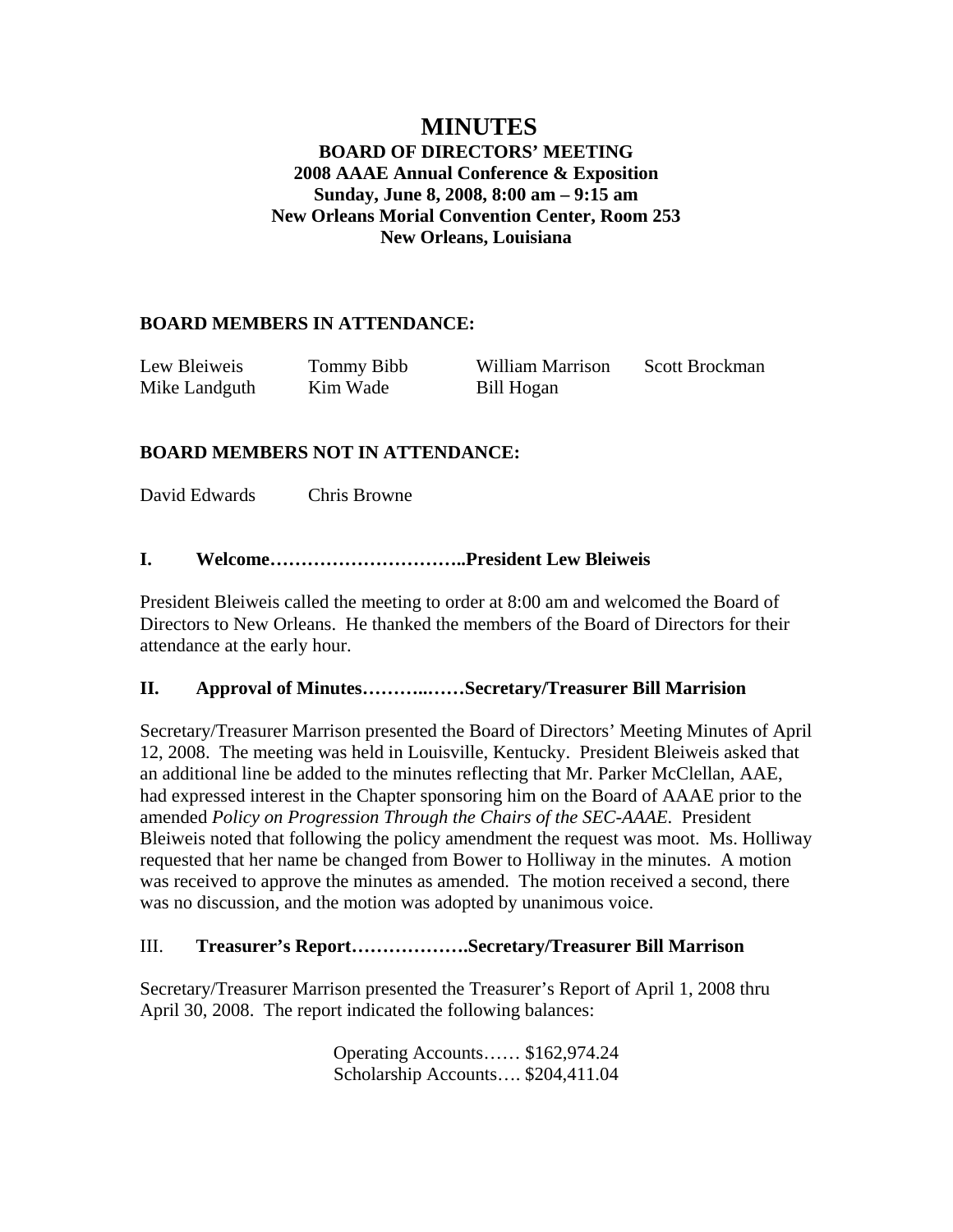# MINUTES

**BOARD OF DIRECTORS' MEETING**
**2008 AAAE Annual Conference & Exposition**
**Sunday, June 8, 2008, 8:00 am – 9:15 am**
**New Orleans Morial Convention Center, Room 253**
**New Orleans, Louisiana**

## BOARD MEMBERS IN ATTENDANCE:

| | | | |
|---|---|---|---|
| Lew Bleiweis | Tommy Bibb | William Marrison | Scott Brockman |
| Mike Landguth | Kim Wade | Bill Hogan | |

## BOARD MEMBERS NOT IN ATTENDANCE:

David Edwards Chris Browne

## I. Welcome…………………………..President Lew Bleiweis

President Bleiweis called the meeting to order at 8:00 am and welcomed the Board of Directors to New Orleans. He thanked the members of the Board of Directors for their attendance at the early hour.

## II. Approval of Minutes………..……Secretary/Treasurer Bill Marrision

Secretary/Treasurer Marrison presented the Board of Directors' Meeting Minutes of April 12, 2008. The meeting was held in Louisville, Kentucky. President Bleiweis asked that an additional line be added to the minutes reflecting that Mr. Parker McClellan, AAE, had expressed interest in the Chapter sponsoring him on the Board of AAAE prior to the amended *Policy on Progression Through the Chairs of the SEC-AAAE*. President Bleiweis noted that following the policy amendment the request was moot. Ms. Holliway requested that her name be changed from Bower to Holliway in the minutes. A motion was received to approve the minutes as amended. The motion received a second, there was no discussion, and the motion was adopted by unanimous voice.

## III. **Treasurer's Report……………….Secretary/Treasurer Bill Marrison**

Secretary/Treasurer Marrison presented the Treasurer's Report of April 1, 2008 thru April 30, 2008. The report indicated the following balances:

Operating Accounts…… $162,974.24
Scholarship Accounts…. $204,411.04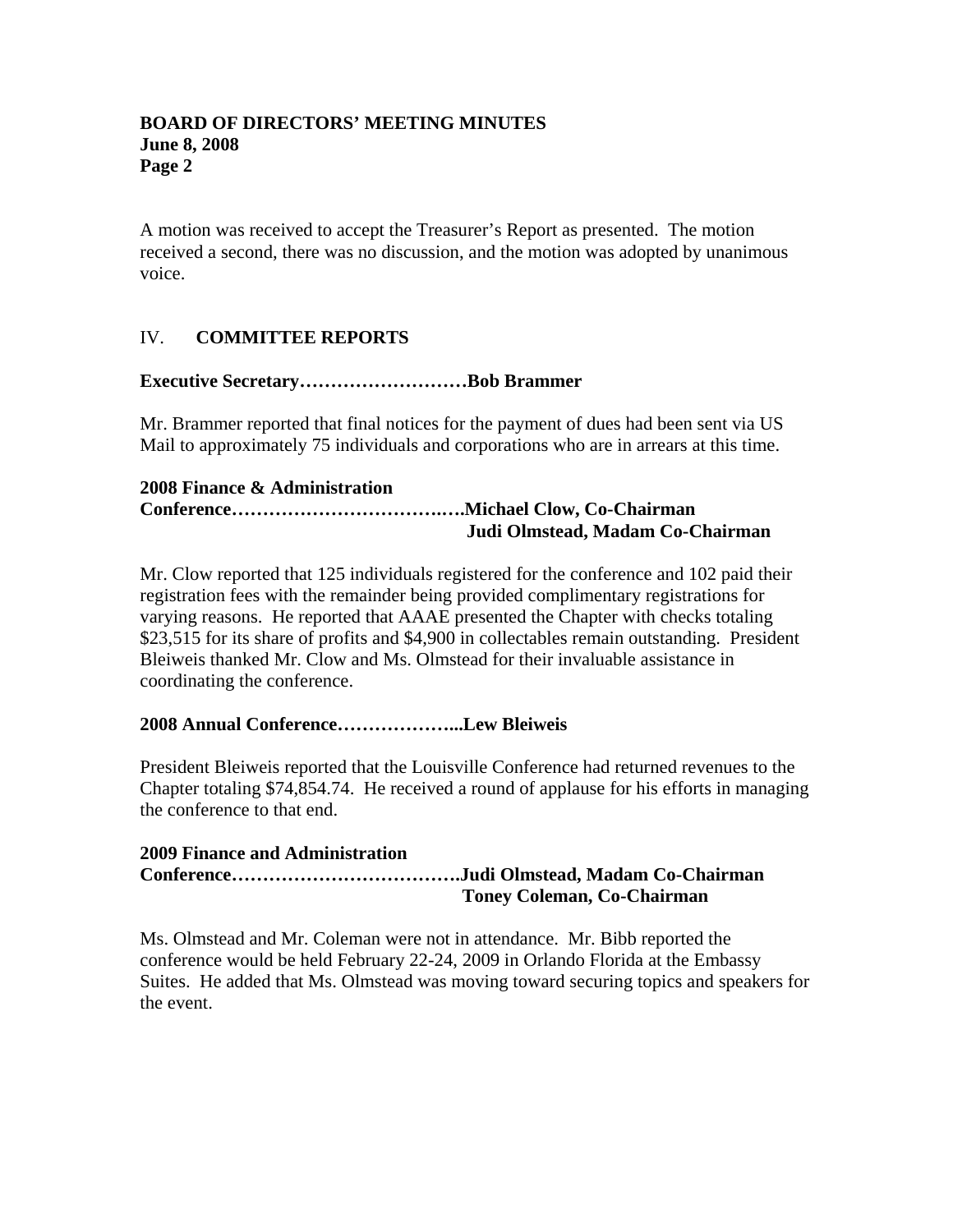A motion was received to accept the Treasurer's Report as presented. The motion received a second, there was no discussion, and the motion was adopted by unanimous voice.

## IV. COMMITTEE REPORTS

**Executive Secretary……………………Bob Brammer**

Mr. Brammer reported that final notices for the payment of dues had been sent via US Mail to approximately 75 individuals and corporations who are in arrears at this time.

**2008 Finance & Administration Conference………………………….….Michael Clow, Co-Chairman**
**Judi Olmstead, Madam Co-Chairman**

Mr. Clow reported that 125 individuals registered for the conference and 102 paid their registration fees with the remainder being provided complimentary registrations for varying reasons. He reported that AAAE presented the Chapter with checks totaling $23,515 for its share of profits and $4,900 in collectables remain outstanding. President Bleiweis thanked Mr. Clow and Ms. Olmstead for their invaluable assistance in coordinating the conference.

**2008 Annual Conference………………...Lew Bleiweis**

President Bleiweis reported that the Louisville Conference had returned revenues to the Chapter totaling $74,854.74. He received a round of applause for his efforts in managing the conference to that end.

**2009 Finance and Administration Conference……………………………….Judi Olmstead, Madam Co-Chairman**
**Toney Coleman, Co-Chairman**

Ms. Olmstead and Mr. Coleman were not in attendance. Mr. Bibb reported the conference would be held February 22-24, 2009 in Orlando Florida at the Embassy Suites. He added that Ms. Olmstead was moving toward securing topics and speakers for the event.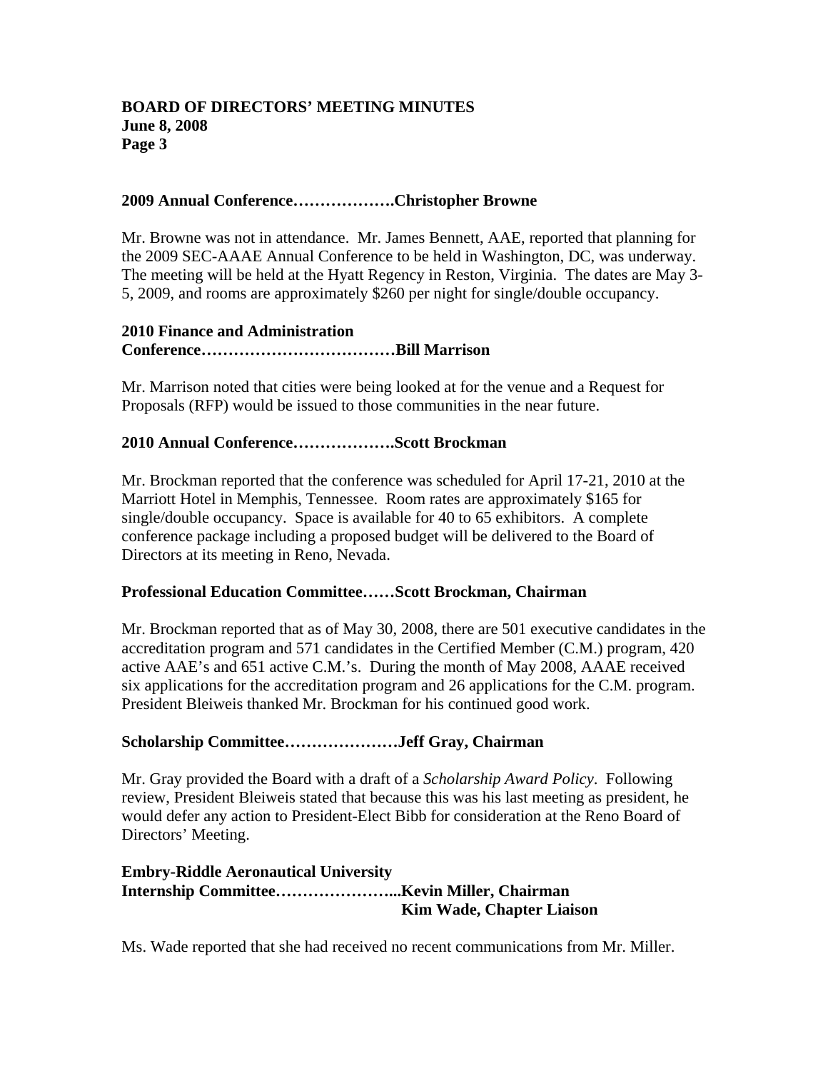**2009 Annual Conference……………….Christopher Browne**

Mr. Browne was not in attendance. Mr. James Bennett, AAE, reported that planning for the 2009 SEC-AAAE Annual Conference to be held in Washington, DC, was underway. The meeting will be held at the Hyatt Regency in Reston, Virginia. The dates are May 3-5, 2009, and rooms are approximately $260 per night for single/double occupancy.

**2010 Finance and Administration Conference………………………………Bill Marrison**

Mr. Marrison noted that cities were being looked at for the venue and a Request for Proposals (RFP) would be issued to those communities in the near future.

**2010 Annual Conference……………….Scott Brockman**

Mr. Brockman reported that the conference was scheduled for April 17-21, 2010 at the Marriott Hotel in Memphis, Tennessee. Room rates are approximately $165 for single/double occupancy. Space is available for 40 to 65 exhibitors. A complete conference package including a proposed budget will be delivered to the Board of Directors at its meeting in Reno, Nevada.

**Professional Education Committee……Scott Brockman, Chairman**

Mr. Brockman reported that as of May 30, 2008, there are 501 executive candidates in the accreditation program and 571 candidates in the Certified Member (C.M.) program, 420 active AAE's and 651 active C.M.'s. During the month of May 2008, AAAE received six applications for the accreditation program and 26 applications for the C.M. program. President Bleiweis thanked Mr. Brockman for his continued good work.

**Scholarship Committee…………………Jeff Gray, Chairman**

Mr. Gray provided the Board with a draft of a *Scholarship Award Policy*. Following review, President Bleiweis stated that because this was his last meeting as president, he would defer any action to President-Elect Bibb for consideration at the Reno Board of Directors' Meeting.

**Embry-Riddle Aeronautical University Internship Committee…………………...Kevin Miller, Chairman**
**Kim Wade, Chapter Liaison**

Ms. Wade reported that she had received no recent communications from Mr. Miller.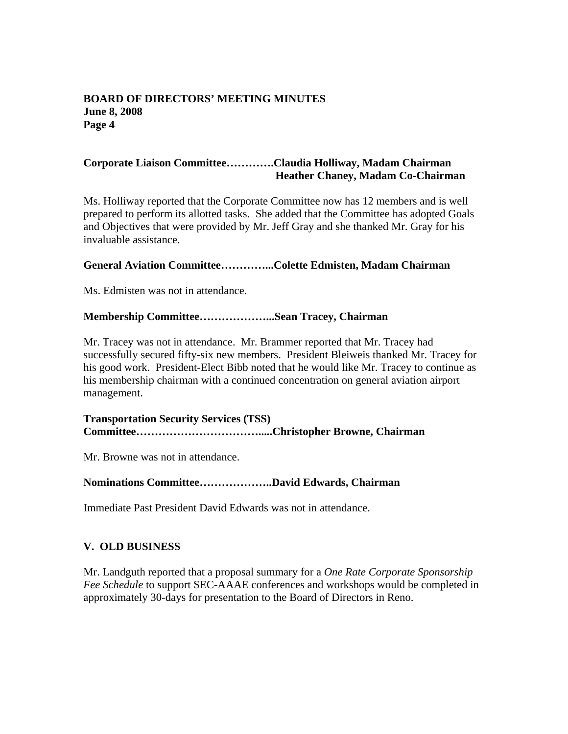**Corporate Liaison Committee…………Claudia Holliway, Madam Chairman**
**Heather Chaney, Madam Co-Chairman**

Ms. Holliway reported that the Corporate Committee now has 12 members and is well prepared to perform its allotted tasks. She added that the Committee has adopted Goals and Objectives that were provided by Mr. Jeff Gray and she thanked Mr. Gray for his invaluable assistance.

**General Aviation Committee…………...Colette Edmisten, Madam Chairman**

Ms. Edmisten was not in attendance.

**Membership Committee………………...Sean Tracey, Chairman**

Mr. Tracey was not in attendance. Mr. Brammer reported that Mr. Tracey had successfully secured fifty-six new members. President Bleiweis thanked Mr. Tracey for his good work. President-Elect Bibb noted that he would like Mr. Tracey to continue as his membership chairman with a continued concentration on general aviation airport management.

**Transportation Security Services (TSS) Committee…………………………….....Christopher Browne, Chairman**

Mr. Browne was not in attendance.

**Nominations Committee………………..David Edwards, Chairman**

Immediate Past President David Edwards was not in attendance.

## V. OLD BUSINESS

Mr. Landguth reported that a proposal summary for a *One Rate Corporate Sponsorship Fee Schedule* to support SEC-AAAE conferences and workshops would be completed in approximately 30-days for presentation to the Board of Directors in Reno.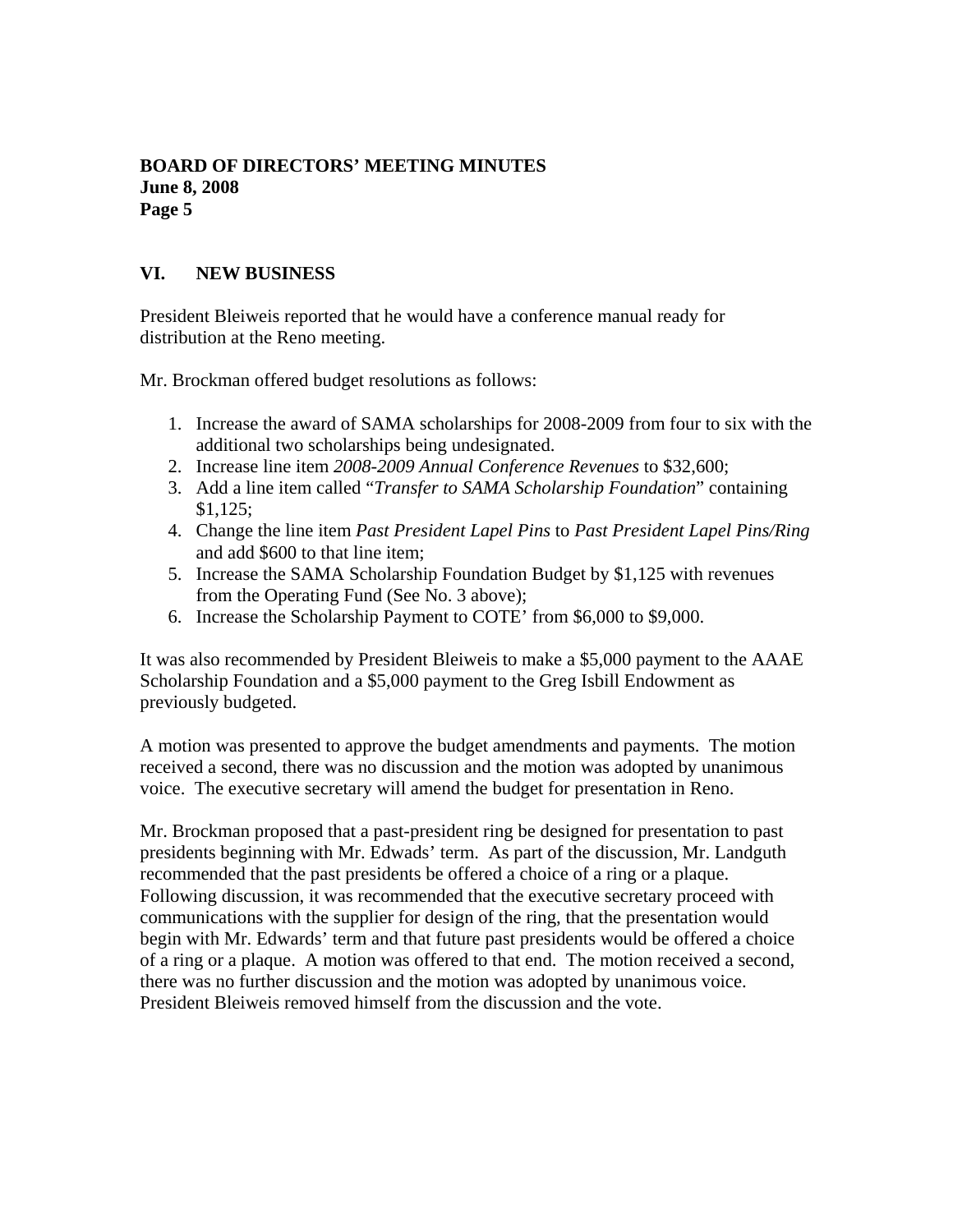## VI. NEW BUSINESS

President Bleiweis reported that he would have a conference manual ready for distribution at the Reno meeting.

Mr. Brockman offered budget resolutions as follows:

1. Increase the award of SAMA scholarships for 2008-2009 from four to six with the additional two scholarships being undesignated.
2. Increase line item *2008-2009 Annual Conference Revenues* to $32,600;
3. Add a line item called "*Transfer to SAMA Scholarship Foundation*" containing $1,125;
4. Change the line item *Past President Lapel Pins* to *Past President Lapel Pins/Ring* and add $600 to that line item;
5. Increase the SAMA Scholarship Foundation Budget by $1,125 with revenues from the Operating Fund (See No. 3 above);
6. Increase the Scholarship Payment to COTE' from $6,000 to $9,000.

It was also recommended by President Bleiweis to make a $5,000 payment to the AAAE Scholarship Foundation and a $5,000 payment to the Greg Isbill Endowment as previously budgeted.

A motion was presented to approve the budget amendments and payments. The motion received a second, there was no discussion and the motion was adopted by unanimous voice. The executive secretary will amend the budget for presentation in Reno.

Mr. Brockman proposed that a past-president ring be designed for presentation to past presidents beginning with Mr. Edwads' term. As part of the discussion, Mr. Landguth recommended that the past presidents be offered a choice of a ring or a plaque. Following discussion, it was recommended that the executive secretary proceed with communications with the supplier for design of the ring, that the presentation would begin with Mr. Edwards' term and that future past presidents would be offered a choice of a ring or a plaque. A motion was offered to that end. The motion received a second, there was no further discussion and the motion was adopted by unanimous voice. President Bleiweis removed himself from the discussion and the vote.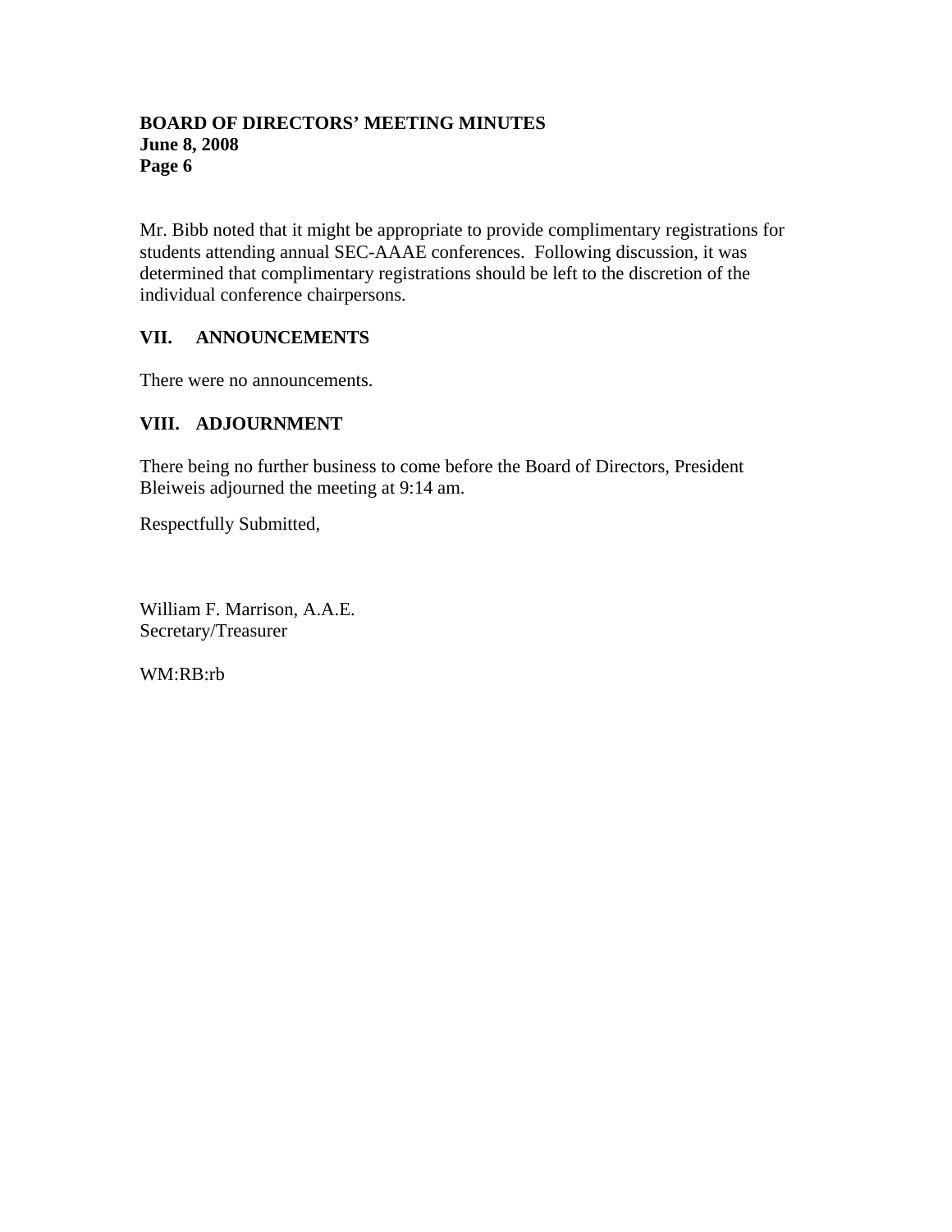Mr. Bibb noted that it might be appropriate to provide complimentary registrations for students attending annual SEC-AAAE conferences. Following discussion, it was determined that complimentary registrations should be left to the discretion of the individual conference chairpersons.

## VII. ANNOUNCEMENTS

There were no announcements.

## VIII. ADJOURNMENT

There being no further business to come before the Board of Directors, President Bleiweis adjourned the meeting at 9:14 am.

Respectfully Submitted,

William F. Marrison, A.A.E.
Secretary/Treasurer

WM:RB:rb